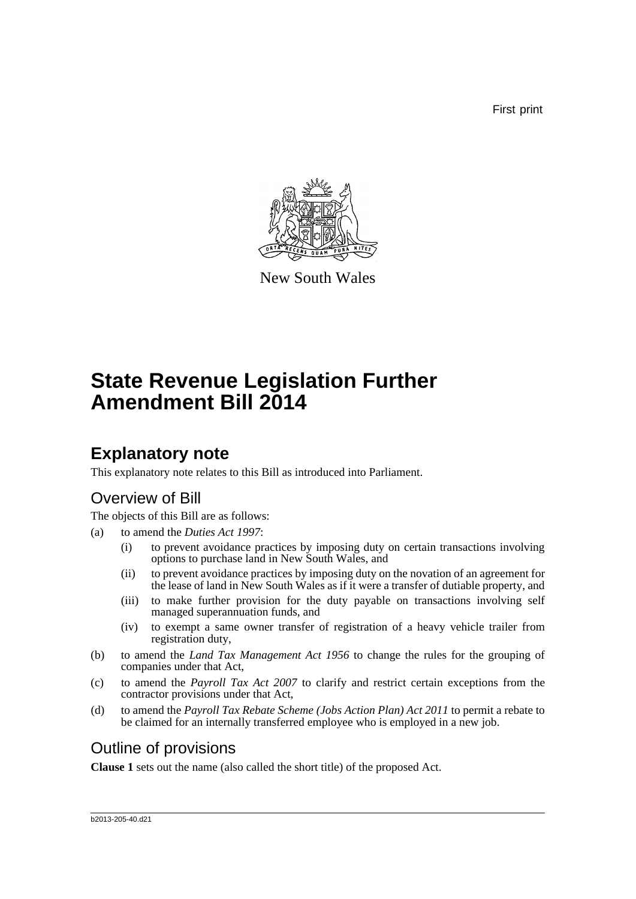First print

New South Wales

# State Revenue Legislation Further Amendment Bill 2014

## Explanatory note

This explanatory note relates to this Bill as introduced into Parliament.

### Overview of Bill

The objects of this Bill are as follows:

- (a) to amend the *Duties Act 1997*:
  - (i) to prevent avoidance practices by imposing duty on certain transactions involving options to purchase land in New South Wales, and
  - (ii) to prevent avoidance practices by imposing duty on the novation of an agreement for the lease of land in New South Wales as if it were a transfer of dutiable property, and
  - (iii) to make further provision for the duty payable on transactions involving self managed superannuation funds, and
  - (iv) to exempt a same owner transfer of registration of a heavy vehicle trailer from registration duty,
- (b) to amend the *Land Tax Management Act 1956* to change the rules for the grouping of companies under that Act,
- (c) to amend the *Payroll Tax Act 2007* to clarify and restrict certain exceptions from the contractor provisions under that Act,
- (d) to amend the *Payroll Tax Rebate Scheme (Jobs Action Plan) Act 2011* to permit a rebate to be claimed for an internally transferred employee who is employed in a new job.

### Outline of provisions

**Clause 1** sets out the name (also called the short title) of the proposed Act.

b2013-205-40.d21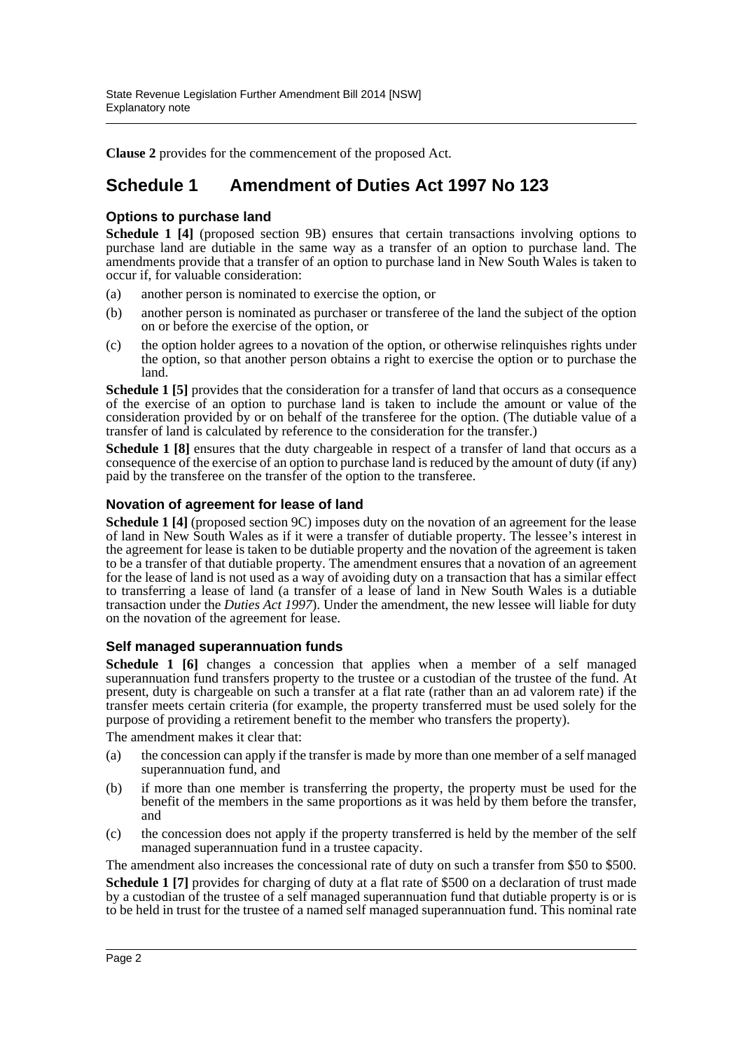**Clause 2** provides for the commencement of the proposed Act.

## Schedule 1 Amendment of Duties Act 1997 No 123

### Options to purchase land

**Schedule 1 [4]** (proposed section 9B) ensures that certain transactions involving options to purchase land are dutiable in the same way as a transfer of an option to purchase land. The amendments provide that a transfer of an option to purchase land in New South Wales is taken to occur if, for valuable consideration:

(a) another person is nominated to exercise the option, or

(b) another person is nominated as purchaser or transferee of the land the subject of the option on or before the exercise of the option, or

(c) the option holder agrees to a novation of the option, or otherwise relinquishes rights under the option, so that another person obtains a right to exercise the option or to purchase the land.

**Schedule 1 [5]** provides that the consideration for a transfer of land that occurs as a consequence of the exercise of an option to purchase land is taken to include the amount or value of the consideration provided by or on behalf of the transferee for the option. (The dutiable value of a transfer of land is calculated by reference to the consideration for the transfer.)

**Schedule 1 [8]** ensures that the duty chargeable in respect of a transfer of land that occurs as a consequence of the exercise of an option to purchase land is reduced by the amount of duty (if any) paid by the transferee on the transfer of the option to the transferee.

### Novation of agreement for lease of land

**Schedule 1 [4]** (proposed section 9C) imposes duty on the novation of an agreement for the lease of land in New South Wales as if it were a transfer of dutiable property. The lessee's interest in the agreement for lease is taken to be dutiable property and the novation of the agreement is taken to be a transfer of that dutiable property. The amendment ensures that a novation of an agreement for the lease of land is not used as a way of avoiding duty on a transaction that has a similar effect to transferring a lease of land (a transfer of a lease of land in New South Wales is a dutiable transaction under the *Duties Act 1997*). Under the amendment, the new lessee will liable for duty on the novation of the agreement for lease.

### Self managed superannuation funds

**Schedule 1 [6]** changes a concession that applies when a member of a self managed superannuation fund transfers property to the trustee or a custodian of the trustee of the fund. At present, duty is chargeable on such a transfer at a flat rate (rather than an ad valorem rate) if the transfer meets certain criteria (for example, the property transferred must be used solely for the purpose of providing a retirement benefit to the member who transfers the property).

The amendment makes it clear that:

(a) the concession can apply if the transfer is made by more than one member of a self managed superannuation fund, and

(b) if more than one member is transferring the property, the property must be used for the benefit of the members in the same proportions as it was held by them before the transfer, and

(c) the concession does not apply if the property transferred is held by the member of the self managed superannuation fund in a trustee capacity.

The amendment also increases the concessional rate of duty on such a transfer from $50 to $500.

**Schedule 1 [7]** provides for charging of duty at a flat rate of $500 on a declaration of trust made by a custodian of the trustee of a self managed superannuation fund that dutiable property is or is to be held in trust for the trustee of a named self managed superannuation fund. This nominal rate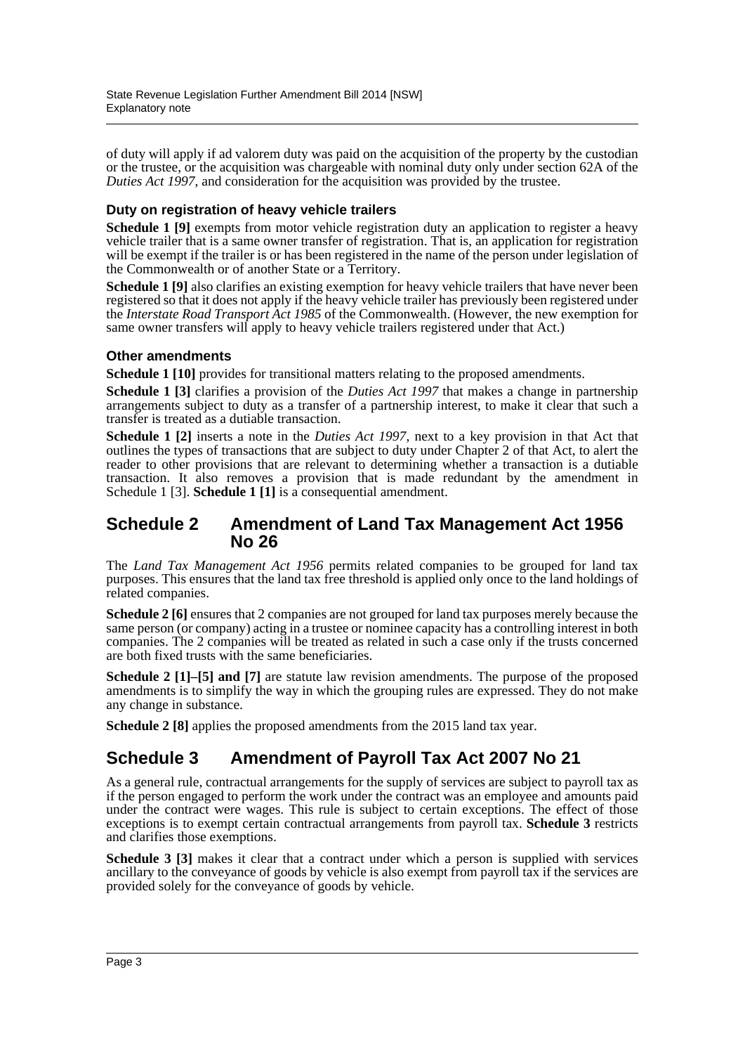of duty will apply if ad valorem duty was paid on the acquisition of the property by the custodian or the trustee, or the acquisition was chargeable with nominal duty only under section 62A of the *Duties Act 1997*, and consideration for the acquisition was provided by the trustee.

### Duty on registration of heavy vehicle trailers

**Schedule 1 [9]** exempts from motor vehicle registration duty an application to register a heavy vehicle trailer that is a same owner transfer of registration. That is, an application for registration will be exempt if the trailer is or has been registered in the name of the person under legislation of the Commonwealth or of another State or a Territory.

**Schedule 1 [9]** also clarifies an existing exemption for heavy vehicle trailers that have never been registered so that it does not apply if the heavy vehicle trailer has previously been registered under the *Interstate Road Transport Act 1985* of the Commonwealth. (However, the new exemption for same owner transfers will apply to heavy vehicle trailers registered under that Act.)

### Other amendments

**Schedule 1 [10]** provides for transitional matters relating to the proposed amendments.

**Schedule 1 [3]** clarifies a provision of the *Duties Act 1997* that makes a change in partnership arrangements subject to duty as a transfer of a partnership interest, to make it clear that such a transfer is treated as a dutiable transaction.

**Schedule 1 [2]** inserts a note in the *Duties Act 1997*, next to a key provision in that Act that outlines the types of transactions that are subject to duty under Chapter 2 of that Act, to alert the reader to other provisions that are relevant to determining whether a transaction is a dutiable transaction. It also removes a provision that is made redundant by the amendment in Schedule 1 [3]. **Schedule 1 [1]** is a consequential amendment.

## Schedule 2 Amendment of Land Tax Management Act 1956 No 26

The *Land Tax Management Act 1956* permits related companies to be grouped for land tax purposes. This ensures that the land tax free threshold is applied only once to the land holdings of related companies.

**Schedule 2 [6]** ensures that 2 companies are not grouped for land tax purposes merely because the same person (or company) acting in a trustee or nominee capacity has a controlling interest in both companies. The 2 companies will be treated as related in such a case only if the trusts concerned are both fixed trusts with the same beneficiaries.

**Schedule 2 [1]–[5] and [7]** are statute law revision amendments. The purpose of the proposed amendments is to simplify the way in which the grouping rules are expressed. They do not make any change in substance.

**Schedule 2 [8]** applies the proposed amendments from the 2015 land tax year.

## Schedule 3 Amendment of Payroll Tax Act 2007 No 21

As a general rule, contractual arrangements for the supply of services are subject to payroll tax as if the person engaged to perform the work under the contract was an employee and amounts paid under the contract were wages. This rule is subject to certain exceptions. The effect of those exceptions is to exempt certain contractual arrangements from payroll tax. **Schedule 3** restricts and clarifies those exemptions.

**Schedule 3 [3]** makes it clear that a contract under which a person is supplied with services ancillary to the conveyance of goods by vehicle is also exempt from payroll tax if the services are provided solely for the conveyance of goods by vehicle.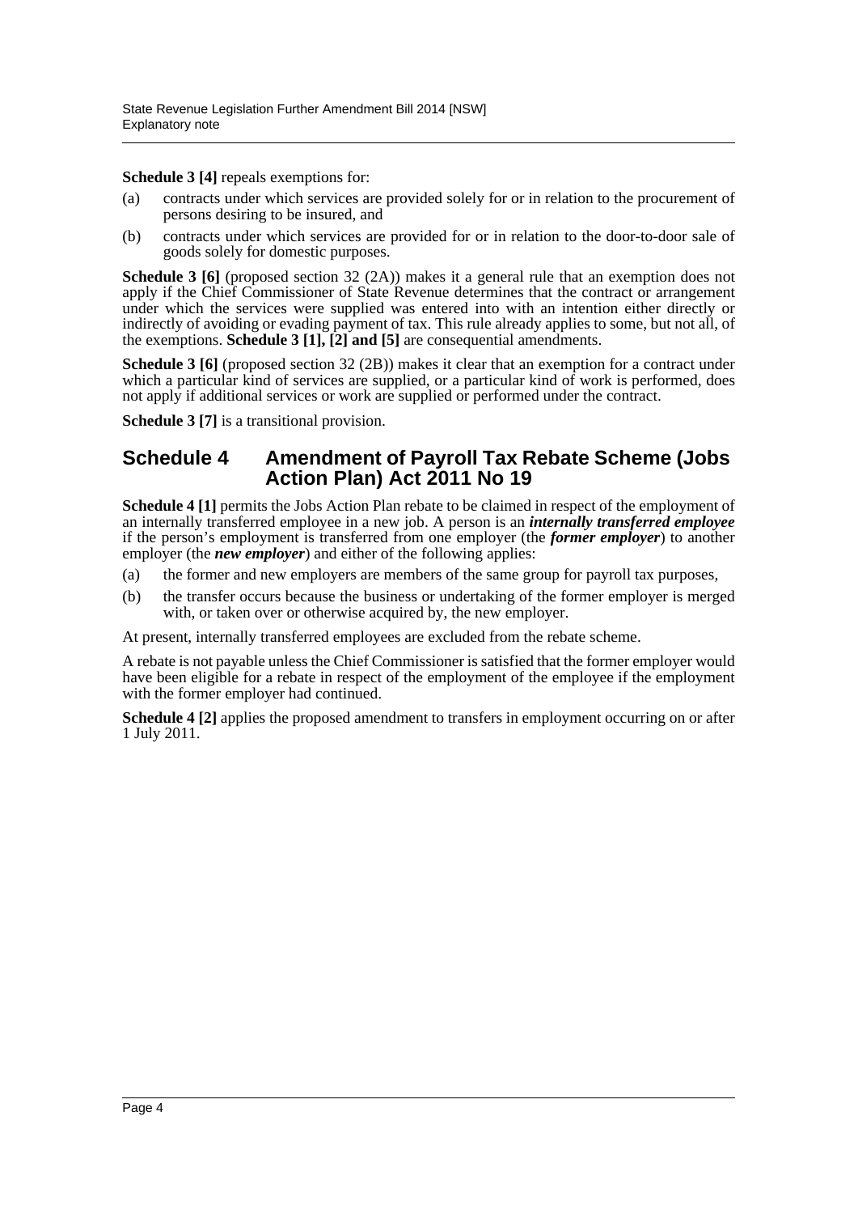**Schedule 3 [4]** repeals exemptions for:

(a) contracts under which services are provided solely for or in relation to the procurement of persons desiring to be insured, and

(b) contracts under which services are provided for or in relation to the door-to-door sale of goods solely for domestic purposes.

**Schedule 3 [6]** (proposed section 32 (2A)) makes it a general rule that an exemption does not apply if the Chief Commissioner of State Revenue determines that the contract or arrangement under which the services were supplied was entered into with an intention either directly or indirectly of avoiding or evading payment of tax. This rule already applies to some, but not all, of the exemptions. **Schedule 3 [1], [2] and [5]** are consequential amendments.

**Schedule 3 [6]** (proposed section 32 (2B)) makes it clear that an exemption for a contract under which a particular kind of services are supplied, or a particular kind of work is performed, does not apply if additional services or work are supplied or performed under the contract.

**Schedule 3 [7]** is a transitional provision.

## Schedule 4 Amendment of Payroll Tax Rebate Scheme (Jobs Action Plan) Act 2011 No 19

**Schedule 4 [1]** permits the Jobs Action Plan rebate to be claimed in respect of the employment of an internally transferred employee in a new job. A person is an ***internally transferred employee*** if the person's employment is transferred from one employer (the ***former employer***) to another employer (the ***new employer***) and either of the following applies:

(a) the former and new employers are members of the same group for payroll tax purposes,

(b) the transfer occurs because the business or undertaking of the former employer is merged with, or taken over or otherwise acquired by, the new employer.

At present, internally transferred employees are excluded from the rebate scheme.

A rebate is not payable unless the Chief Commissioner is satisfied that the former employer would have been eligible for a rebate in respect of the employment of the employee if the employment with the former employer had continued.

**Schedule 4 [2]** applies the proposed amendment to transfers in employment occurring on or after 1 July 2011.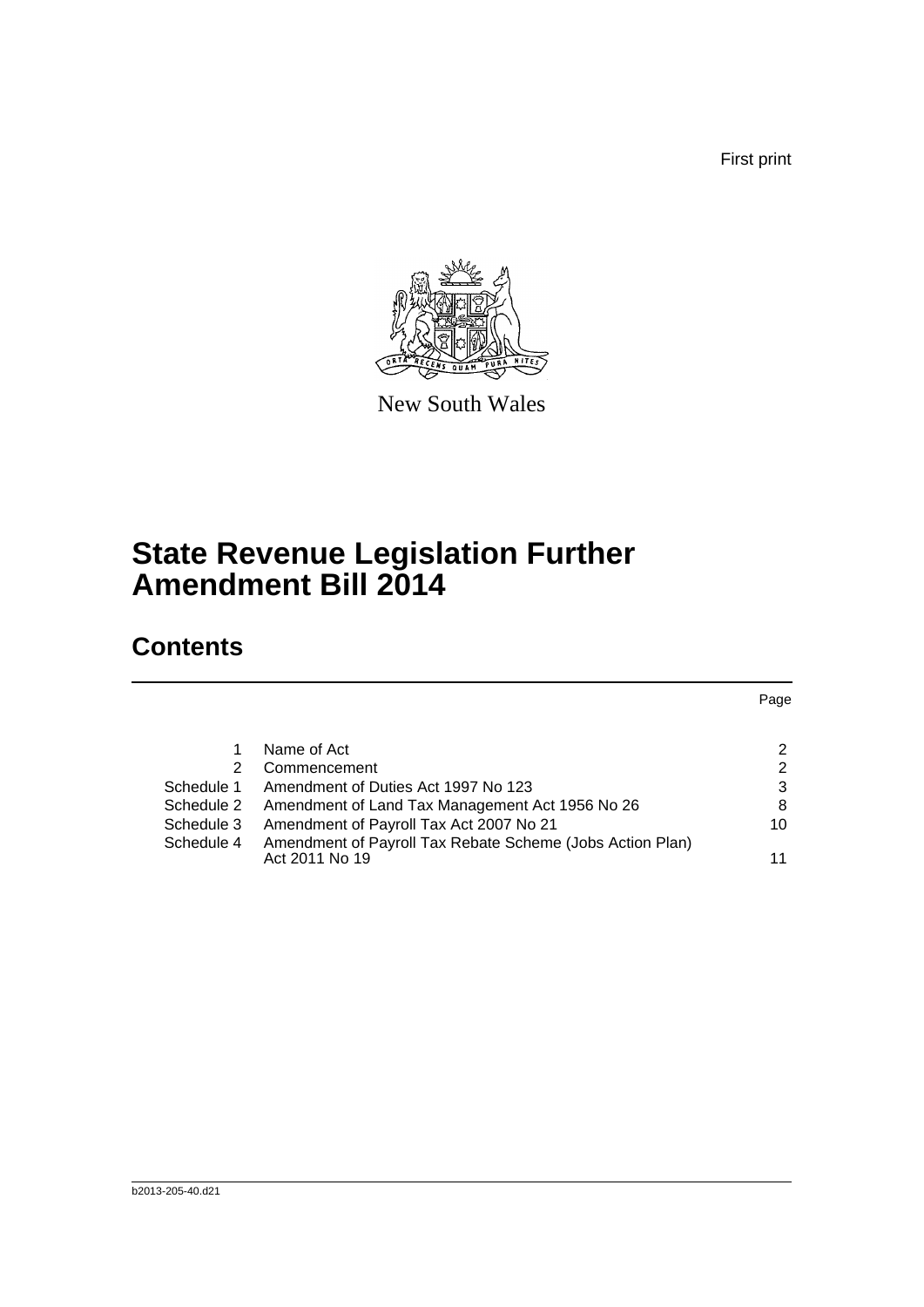First print

New South Wales

# State Revenue Legislation Further Amendment Bill 2014

## Contents

| | | Page |
|---|---|---|
| 1 | Name of Act | 2 |
| 2 | Commencement | 2 |
| Schedule 1 | Amendment of Duties Act 1997 No 123 | 3 |
| Schedule 2 | Amendment of Land Tax Management Act 1956 No 26 | 8 |
| Schedule 3 | Amendment of Payroll Tax Act 2007 No 21 | 10 |
| Schedule 4 | Amendment of Payroll Tax Rebate Scheme (Jobs Action Plan) Act 2011 No 19 | 11 |

b2013-205-40.d21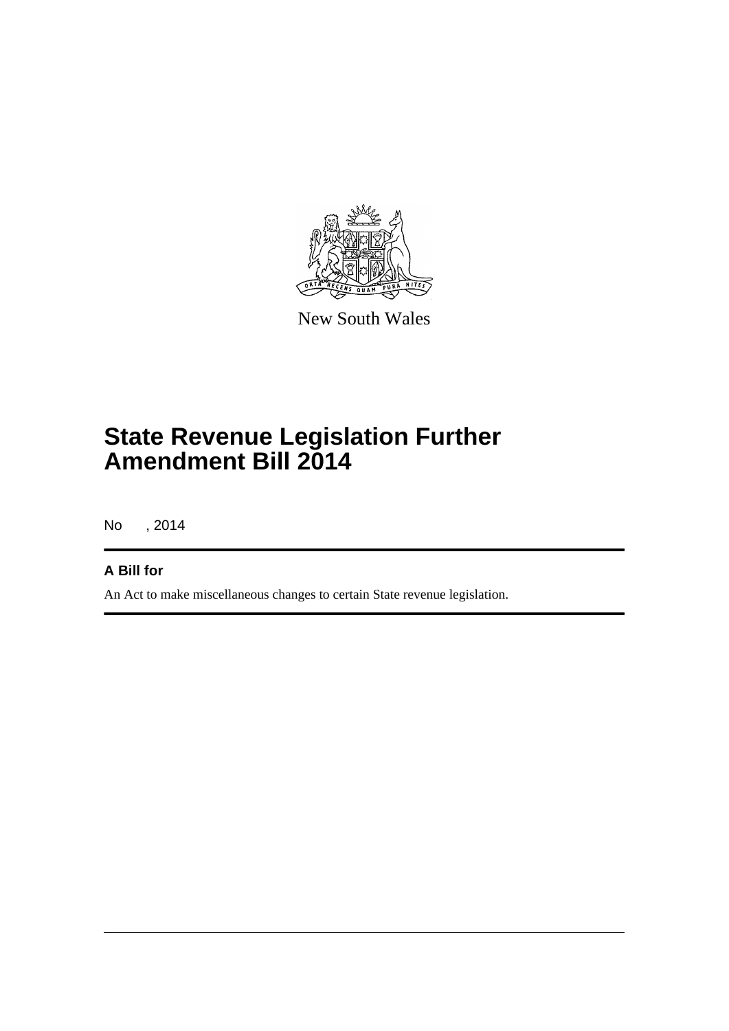New South Wales

# State Revenue Legislation Further Amendment Bill 2014

No , 2014

**A Bill for**

An Act to make miscellaneous changes to certain State revenue legislation.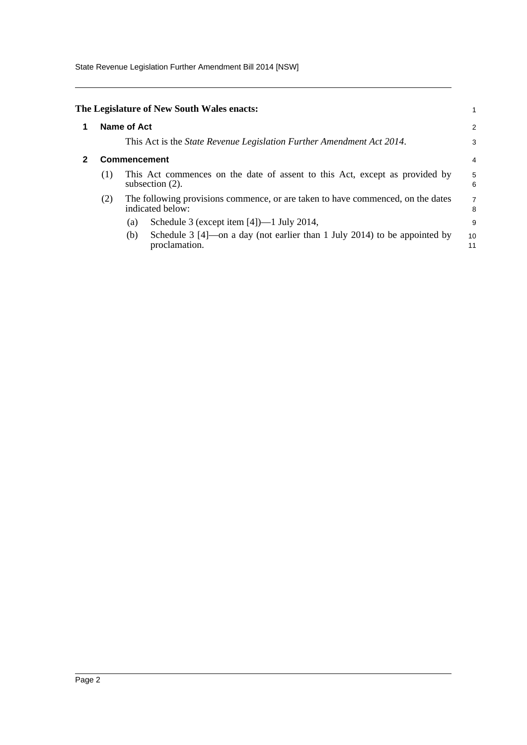**The Legislature of New South Wales enacts:**

## 1 Name of Act

This Act is the *State Revenue Legislation Further Amendment Act 2014*.

## 2 Commencement

(1) This Act commences on the date of assent to this Act, except as provided by subsection (2).

(2) The following provisions commence, or are taken to have commenced, on the dates indicated below:

(a) Schedule 3 (except item [4])—1 July 2014,

(b) Schedule 3 [4]—on a day (not earlier than 1 July 2014) to be appointed by proclamation.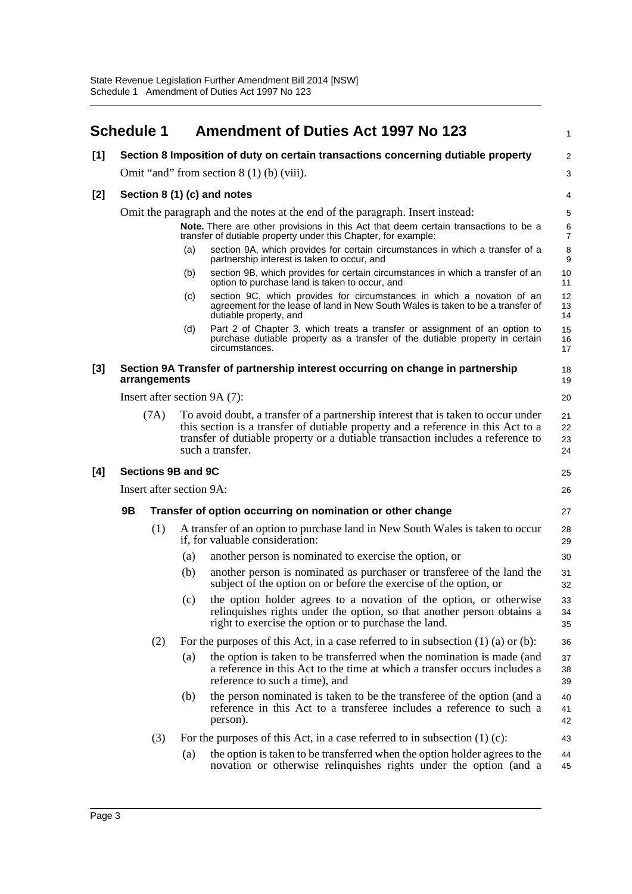## Schedule 1 Amendment of Duties Act 1997 No 123

### [1] Section 8 Imposition of duty on certain transactions concerning dutiable property

Omit "and" from section 8 (1) (b) (viii).

### [2] Section 8 (1) (c) and notes

Omit the paragraph and the notes at the end of the paragraph. Insert instead:

> **Note.** There are other provisions in this Act that deem certain transactions to be a transfer of dutiable property under this Chapter, for example:
>
> (a) section 9A, which provides for certain circumstances in which a transfer of a partnership interest is taken to occur, and
>
> (b) section 9B, which provides for certain circumstances in which a transfer of an option to purchase land is taken to occur, and
>
> (c) section 9C, which provides for circumstances in which a novation of an agreement for the lease of land in New South Wales is taken to be a transfer of dutiable property, and
>
> (d) Part 2 of Chapter 3, which treats a transfer or assignment of an option to purchase dutiable property as a transfer of the dutiable property in certain circumstances.

### [3] Section 9A Transfer of partnership interest occurring on change in partnership arrangements

Insert after section 9A (7):

(7A) To avoid doubt, a transfer of a partnership interest that is taken to occur under this section is a transfer of dutiable property and a reference in this Act to a transfer of dutiable property or a dutiable transaction includes a reference to such a transfer.

### [4] Sections 9B and 9C

Insert after section 9A:

**9B Transfer of option occurring on nomination or other change**

(1) A transfer of an option to purchase land in New South Wales is taken to occur if, for valuable consideration:

(a) another person is nominated to exercise the option, or

(b) another person is nominated as purchaser or transferee of the land the subject of the option on or before the exercise of the option, or

(c) the option holder agrees to a novation of the option, or otherwise relinquishes rights under the option, so that another person obtains a right to exercise the option or to purchase the land.

(2) For the purposes of this Act, in a case referred to in subsection (1) (a) or (b):

(a) the option is taken to be transferred when the nomination is made (and a reference in this Act to the time at which a transfer occurs includes a reference to such a time), and

(b) the person nominated is taken to be the transferee of the option (and a reference in this Act to a transferee includes a reference to such a person).

(3) For the purposes of this Act, in a case referred to in subsection (1) (c):

(a) the option is taken to be transferred when the option holder agrees to the novation or otherwise relinquishes rights under the option (and a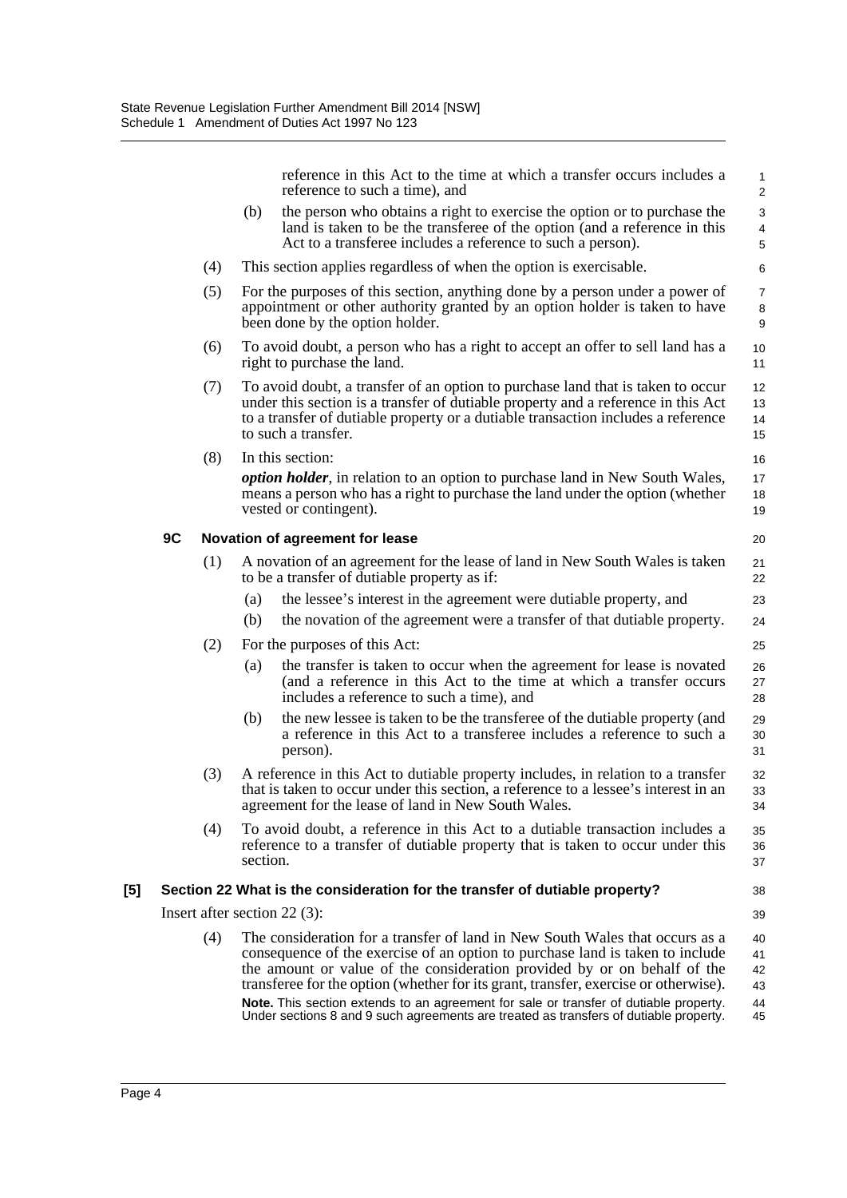reference in this Act to the time at which a transfer occurs includes a reference to such a time), and

(b) the person who obtains a right to exercise the option or to purchase the land is taken to be the transferee of the option (and a reference in this Act to a transferee includes a reference to such a person).

(4) This section applies regardless of when the option is exercisable.

(5) For the purposes of this section, anything done by a person under a power of appointment or other authority granted by an option holder is taken to have been done by the option holder.

(6) To avoid doubt, a person who has a right to accept an offer to sell land has a right to purchase the land.

(7) To avoid doubt, a transfer of an option to purchase land that is taken to occur under this section is a transfer of dutiable property and a reference in this Act to a transfer of dutiable property or a dutiable transaction includes a reference to such a transfer.

(8) In this section:

***option holder***, in relation to an option to purchase land in New South Wales, means a person who has a right to purchase the land under the option (whether vested or contingent).

### 9C Novation of agreement for lease

(1) A novation of an agreement for the lease of land in New South Wales is taken to be a transfer of dutiable property as if:

(a) the lessee's interest in the agreement were dutiable property, and

(b) the novation of the agreement were a transfer of that dutiable property.

(2) For the purposes of this Act:

(a) the transfer is taken to occur when the agreement for lease is novated (and a reference in this Act to the time at which a transfer occurs includes a reference to such a time), and

(b) the new lessee is taken to be the transferee of the dutiable property (and a reference in this Act to a transferee includes a reference to such a person).

(3) A reference in this Act to dutiable property includes, in relation to a transfer that is taken to occur under this section, a reference to a lessee's interest in an agreement for the lease of land in New South Wales.

(4) To avoid doubt, a reference in this Act to a dutiable transaction includes a reference to a transfer of dutiable property that is taken to occur under this section.

## [5] Section 22 What is the consideration for the transfer of dutiable property?

Insert after section 22 (3):

(4) The consideration for a transfer of land in New South Wales that occurs as a consequence of the exercise of an option to purchase land is taken to include the amount or value of the consideration provided by or on behalf of the transferee for the option (whether for its grant, transfer, exercise or otherwise).

**Note.** This section extends to an agreement for sale or transfer of dutiable property. Under sections 8 and 9 such agreements are treated as transfers of dutiable property.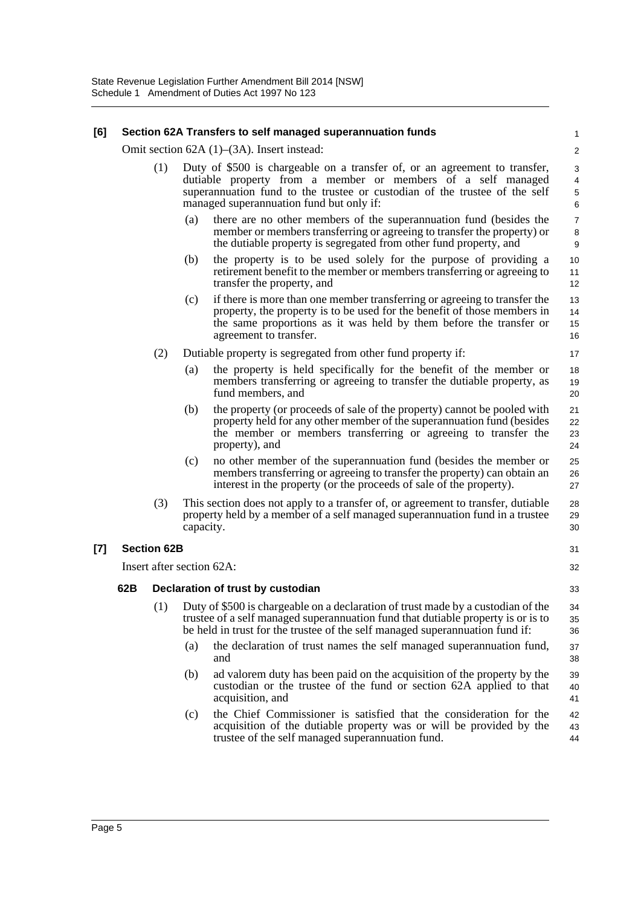**[6] Section 62A Transfers to self managed superannuation funds**

Omit section 62A (1)–(3A). Insert instead:

(1) Duty of $500 is chargeable on a transfer of, or an agreement to transfer, dutiable property from a member or members of a self managed superannuation fund to the trustee or custodian of the trustee of the self managed superannuation fund but only if:

(a) there are no other members of the superannuation fund (besides the member or members transferring or agreeing to transfer the property) or the dutiable property is segregated from other fund property, and

(b) the property is to be used solely for the purpose of providing a retirement benefit to the member or members transferring or agreeing to transfer the property, and

(c) if there is more than one member transferring or agreeing to transfer the property, the property is to be used for the benefit of those members in the same proportions as it was held by them before the transfer or agreement to transfer.

(2) Dutiable property is segregated from other fund property if:

(a) the property is held specifically for the benefit of the member or members transferring or agreeing to transfer the dutiable property, as fund members, and

(b) the property (or proceeds of sale of the property) cannot be pooled with property held for any other member of the superannuation fund (besides the member or members transferring or agreeing to transfer the property), and

(c) no other member of the superannuation fund (besides the member or members transferring or agreeing to transfer the property) can obtain an interest in the property (or the proceeds of sale of the property).

(3) This section does not apply to a transfer of, or agreement to transfer, dutiable property held by a member of a self managed superannuation fund in a trustee capacity.

**[7] Section 62B**

Insert after section 62A:

**62B Declaration of trust by custodian**

(1) Duty of $500 is chargeable on a declaration of trust made by a custodian of the trustee of a self managed superannuation fund that dutiable property is or is to be held in trust for the trustee of the self managed superannuation fund if:

(a) the declaration of trust names the self managed superannuation fund, and

(b) ad valorem duty has been paid on the acquisition of the property by the custodian or the trustee of the fund or section 62A applied to that acquisition, and

(c) the Chief Commissioner is satisfied that the consideration for the acquisition of the dutiable property was or will be provided by the trustee of the self managed superannuation fund.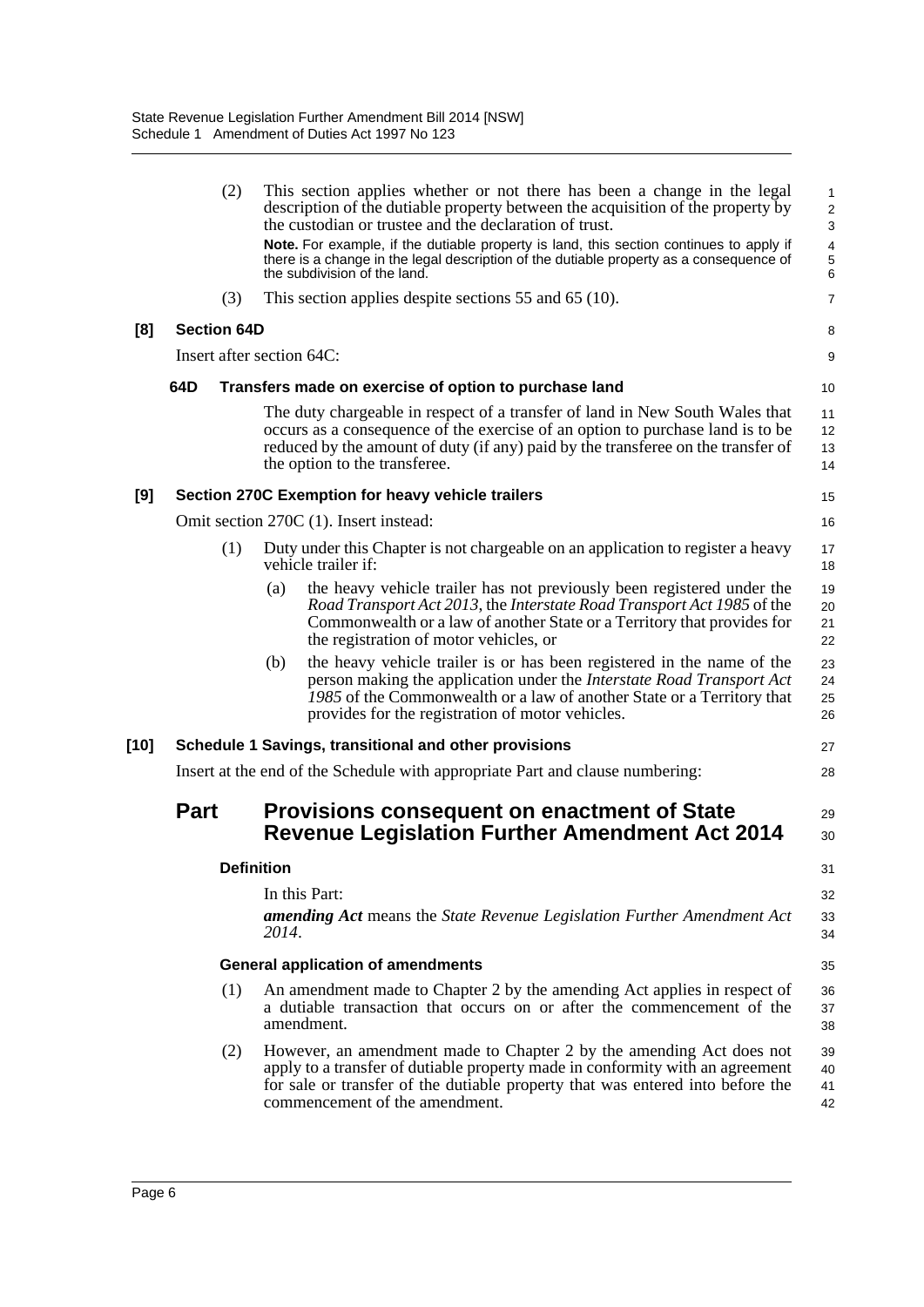(2) This section applies whether or not there has been a change in the legal description of the dutiable property between the acquisition of the property by the custodian or trustee and the declaration of trust.

**Note.** For example, if the dutiable property is land, this section continues to apply if there is a change in the legal description of the dutiable property as a consequence of the subdivision of the land.

(3) This section applies despite sections 55 and 65 (10).

**[8] Section 64D**

Insert after section 64C:

**64D Transfers made on exercise of option to purchase land**

The duty chargeable in respect of a transfer of land in New South Wales that occurs as a consequence of the exercise of an option to purchase land is to be reduced by the amount of duty (if any) paid by the transferee on the transfer of the option to the transferee.

**[9] Section 270C Exemption for heavy vehicle trailers**

Omit section 270C (1). Insert instead:

(1) Duty under this Chapter is not chargeable on an application to register a heavy vehicle trailer if:

(a) the heavy vehicle trailer has not previously been registered under the *Road Transport Act 2013*, the *Interstate Road Transport Act 1985* of the Commonwealth or a law of another State or a Territory that provides for the registration of motor vehicles, or

(b) the heavy vehicle trailer is or has been registered in the name of the person making the application under the *Interstate Road Transport Act 1985* of the Commonwealth or a law of another State or a Territory that provides for the registration of motor vehicles.

**[10] Schedule 1 Savings, transitional and other provisions**

Insert at the end of the Schedule with appropriate Part and clause numbering:

## Part Provisions consequent on enactment of State Revenue Legislation Further Amendment Act 2014

**Definition**

In this Part:

***amending Act*** means the *State Revenue Legislation Further Amendment Act 2014*.

**General application of amendments**

(1) An amendment made to Chapter 2 by the amending Act applies in respect of a dutiable transaction that occurs on or after the commencement of the amendment.

(2) However, an amendment made to Chapter 2 by the amending Act does not apply to a transfer of dutiable property made in conformity with an agreement for sale or transfer of the dutiable property that was entered into before the commencement of the amendment.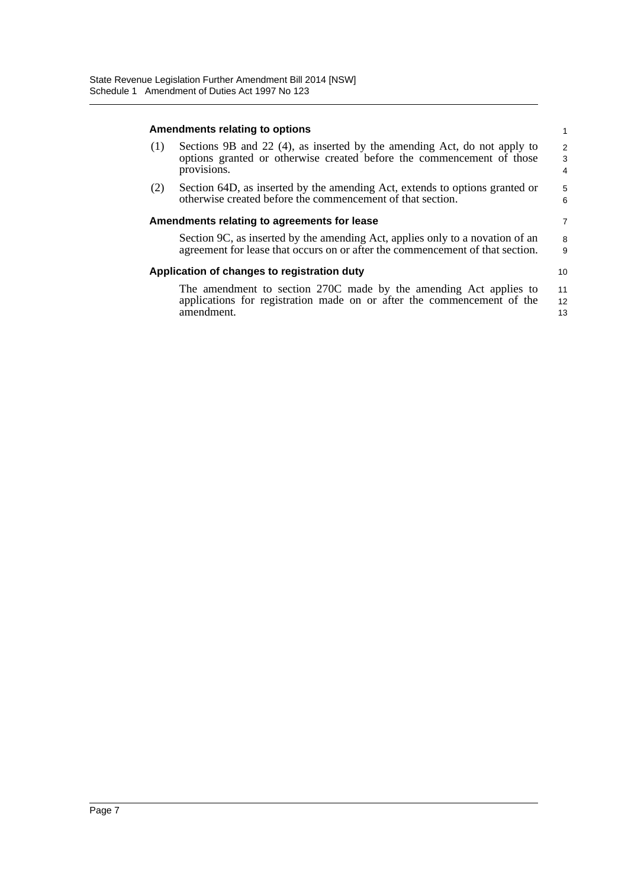**Amendments relating to options**

(1) Sections 9B and 22 (4), as inserted by the amending Act, do not apply to options granted or otherwise created before the commencement of those provisions.

(2) Section 64D, as inserted by the amending Act, extends to options granted or otherwise created before the commencement of that section.

**Amendments relating to agreements for lease**

Section 9C, as inserted by the amending Act, applies only to a novation of an agreement for lease that occurs on or after the commencement of that section.

**Application of changes to registration duty**

The amendment to section 270C made by the amending Act applies to applications for registration made on or after the commencement of the amendment.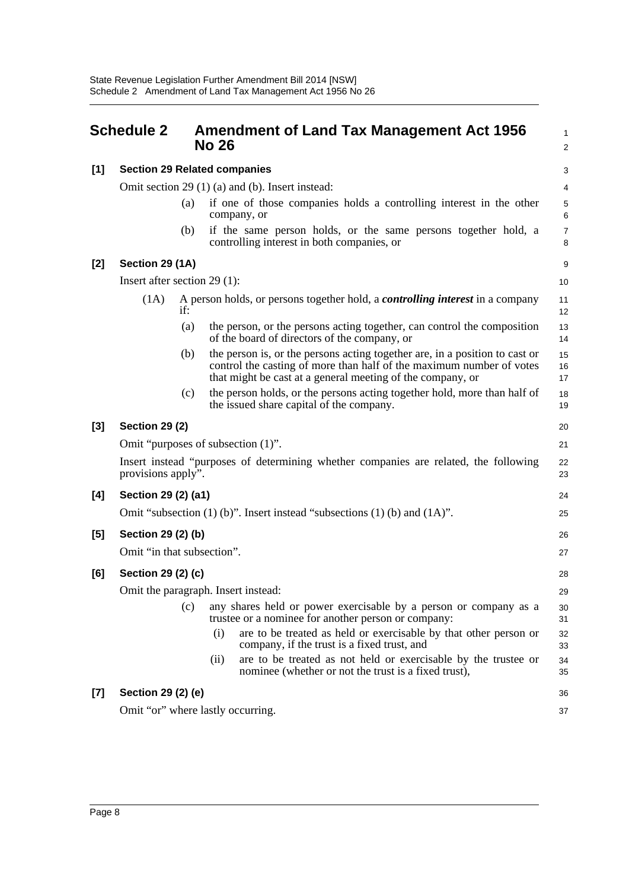## Schedule 2 Amendment of Land Tax Management Act 1956 No 26

### [1] Section 29 Related companies

Omit section 29 (1) (a) and (b). Insert instead:

(a) if one of those companies holds a controlling interest in the other company, or

(b) if the same person holds, or the same persons together hold, a controlling interest in both companies, or

### [2] Section 29 (1A)

Insert after section 29 (1):

(1A) A person holds, or persons together hold, a ***controlling interest*** in a company if:

(a) the person, or the persons acting together, can control the composition of the board of directors of the company, or

(b) the person is, or the persons acting together are, in a position to cast or control the casting of more than half of the maximum number of votes that might be cast at a general meeting of the company, or

(c) the person holds, or the persons acting together hold, more than half of the issued share capital of the company.

### [3] Section 29 (2)

Omit "purposes of subsection (1)".

Insert instead "purposes of determining whether companies are related, the following provisions apply".

### [4] Section 29 (2) (a1)

Omit "subsection (1) (b)". Insert instead "subsections (1) (b) and (1A)".

### [5] Section 29 (2) (b)

Omit "in that subsection".

### [6] Section 29 (2) (c)

Omit the paragraph. Insert instead:

(c) any shares held or power exercisable by a person or company as a trustee or a nominee for another person or company:

(i) are to be treated as held or exercisable by that other person or company, if the trust is a fixed trust, and

(ii) are to be treated as not held or exercisable by the trustee or nominee (whether or not the trust is a fixed trust),

### [7] Section 29 (2) (e)

Omit "or" where lastly occurring.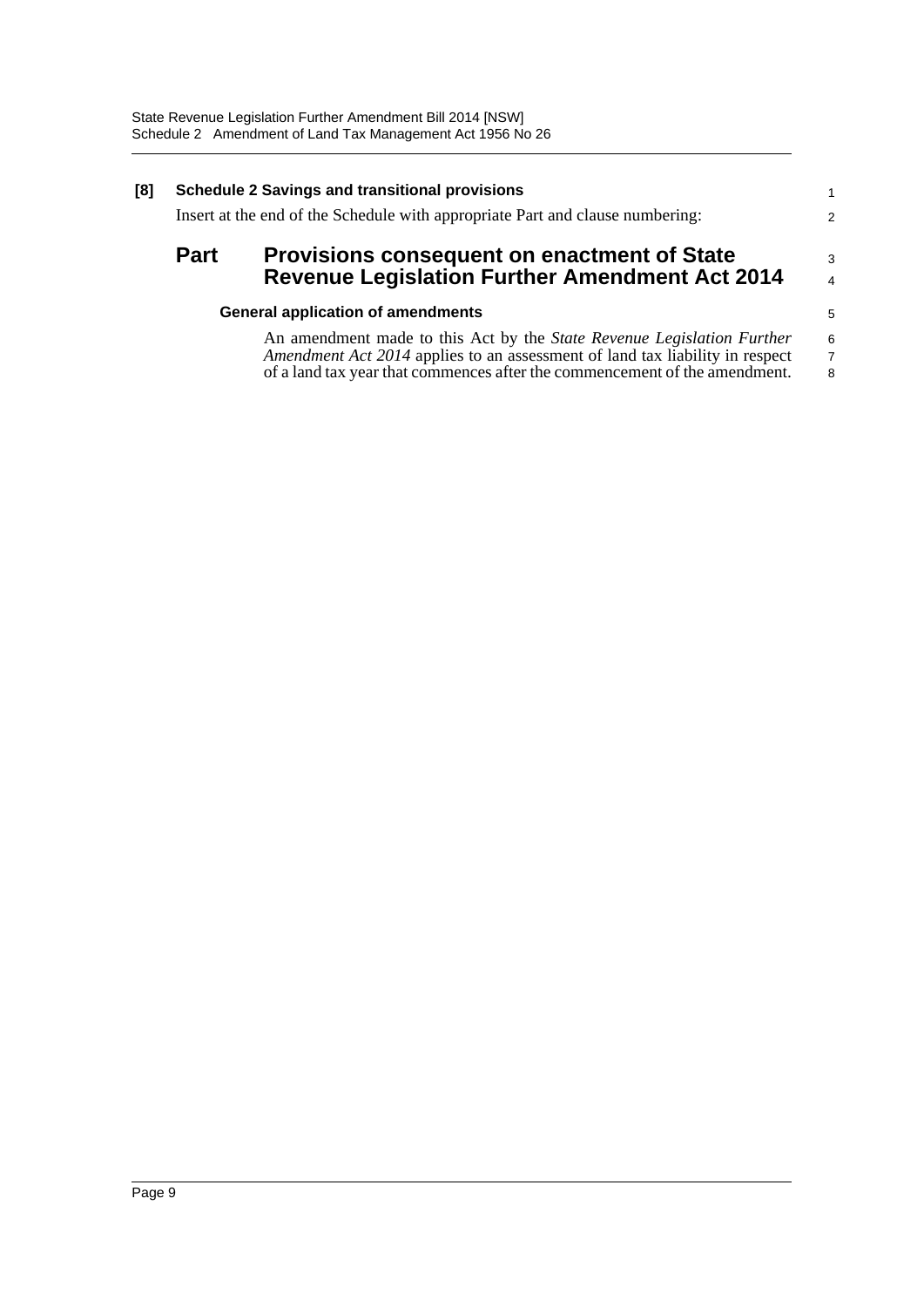**[8] Schedule 2 Savings and transitional provisions**

Insert at the end of the Schedule with appropriate Part and clause numbering:

## Part Provisions consequent on enactment of State Revenue Legislation Further Amendment Act 2014

### General application of amendments

An amendment made to this Act by the *State Revenue Legislation Further Amendment Act 2014* applies to an assessment of land tax liability in respect of a land tax year that commences after the commencement of the amendment.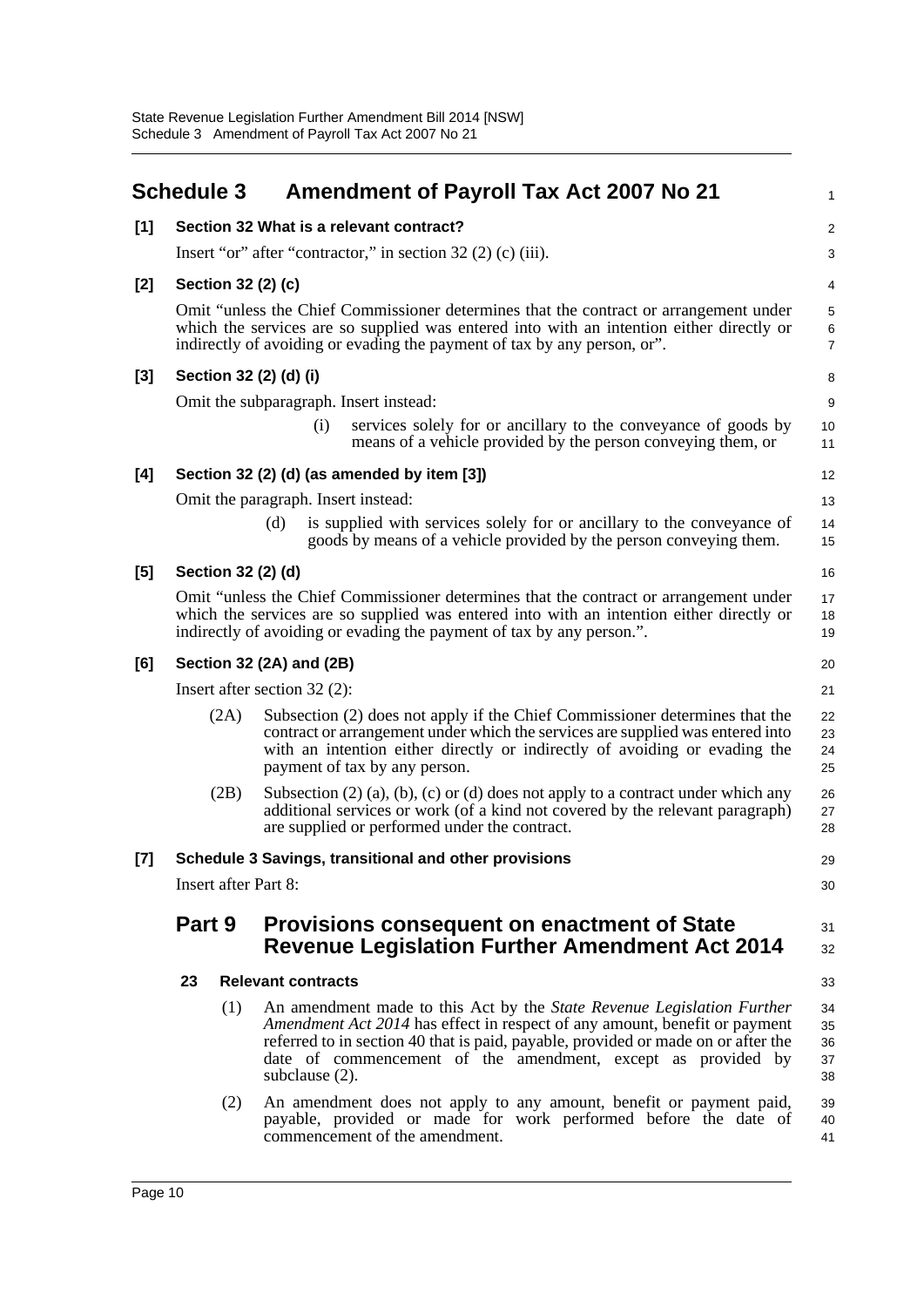# Schedule 3 Amendment of Payroll Tax Act 2007 No 21

**[1] Section 32 What is a relevant contract?**

Insert "or" after "contractor," in section 32 (2) (c) (iii).

**[2] Section 32 (2) (c)**

Omit "unless the Chief Commissioner determines that the contract or arrangement under which the services are so supplied was entered into with an intention either directly or indirectly of avoiding or evading the payment of tax by any person, or".

**[3] Section 32 (2) (d) (i)**

Omit the subparagraph. Insert instead:

> (i) services solely for or ancillary to the conveyance of goods by means of a vehicle provided by the person conveying them, or

**[4] Section 32 (2) (d) (as amended by item [3])**

Omit the paragraph. Insert instead:

> (d) is supplied with services solely for or ancillary to the conveyance of goods by means of a vehicle provided by the person conveying them.

**[5] Section 32 (2) (d)**

Omit "unless the Chief Commissioner determines that the contract or arrangement under which the services are so supplied was entered into with an intention either directly or indirectly of avoiding or evading the payment of tax by any person.".

**[6] Section 32 (2A) and (2B)**

Insert after section 32 (2):

> (2A) Subsection (2) does not apply if the Chief Commissioner determines that the contract or arrangement under which the services are supplied was entered into with an intention either directly or indirectly of avoiding or evading the payment of tax by any person.
>
> (2B) Subsection (2) (a), (b), (c) or (d) does not apply to a contract under which any additional services or work (of a kind not covered by the relevant paragraph) are supplied or performed under the contract.

**[7] Schedule 3 Savings, transitional and other provisions**

Insert after Part 8:

## Part 9 Provisions consequent on enactment of State Revenue Legislation Further Amendment Act 2014

**23 Relevant contracts**

(1) An amendment made to this Act by the *State Revenue Legislation Further Amendment Act 2014* has effect in respect of any amount, benefit or payment referred to in section 40 that is paid, payable, provided or made on or after the date of commencement of the amendment, except as provided by subclause (2).

(2) An amendment does not apply to any amount, benefit or payment paid, payable, provided or made for work performed before the date of commencement of the amendment.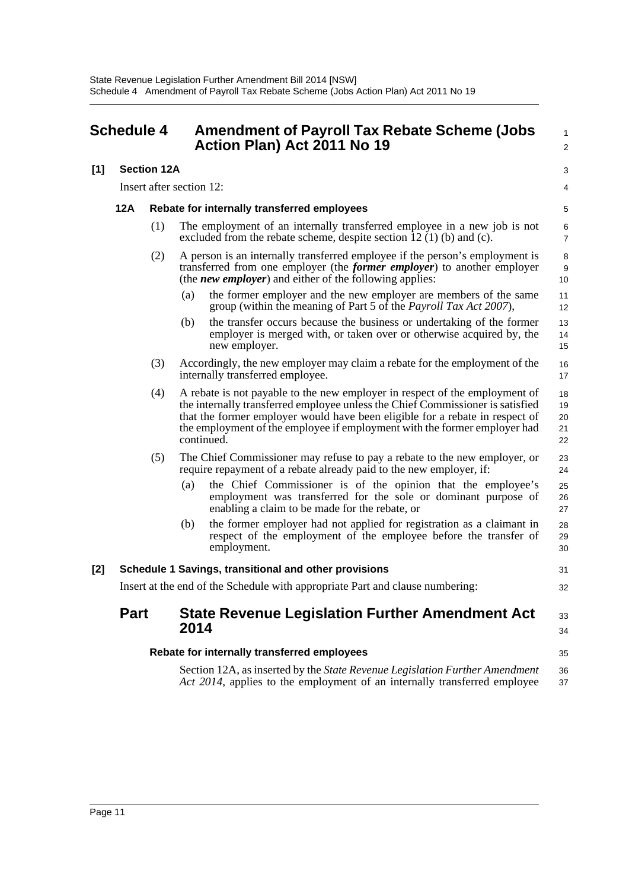# Schedule 4 Amendment of Payroll Tax Rebate Scheme (Jobs Action Plan) Act 2011 No 19

**[1] Section 12A**

Insert after section 12:

### 12A Rebate for internally transferred employees

(1) The employment of an internally transferred employee in a new job is not excluded from the rebate scheme, despite section 12 (1) (b) and (c).

(2) A person is an internally transferred employee if the person's employment is transferred from one employer (the ***former employer***) to another employer (the ***new employer***) and either of the following applies:

(a) the former employer and the new employer are members of the same group (within the meaning of Part 5 of the *Payroll Tax Act 2007*),

(b) the transfer occurs because the business or undertaking of the former employer is merged with, or taken over or otherwise acquired by, the new employer.

(3) Accordingly, the new employer may claim a rebate for the employment of the internally transferred employee.

(4) A rebate is not payable to the new employer in respect of the employment of the internally transferred employee unless the Chief Commissioner is satisfied that the former employer would have been eligible for a rebate in respect of the employment of the employee if employment with the former employer had continued.

(5) The Chief Commissioner may refuse to pay a rebate to the new employer, or require repayment of a rebate already paid to the new employer, if:

(a) the Chief Commissioner is of the opinion that the employee's employment was transferred for the sole or dominant purpose of enabling a claim to be made for the rebate, or

(b) the former employer had not applied for registration as a claimant in respect of the employment of the employee before the transfer of employment.

**[2] Schedule 1 Savings, transitional and other provisions**

Insert at the end of the Schedule with appropriate Part and clause numbering:

## Part State Revenue Legislation Further Amendment Act 2014

### Rebate for internally transferred employees

Section 12A, as inserted by the *State Revenue Legislation Further Amendment Act 2014*, applies to the employment of an internally transferred employee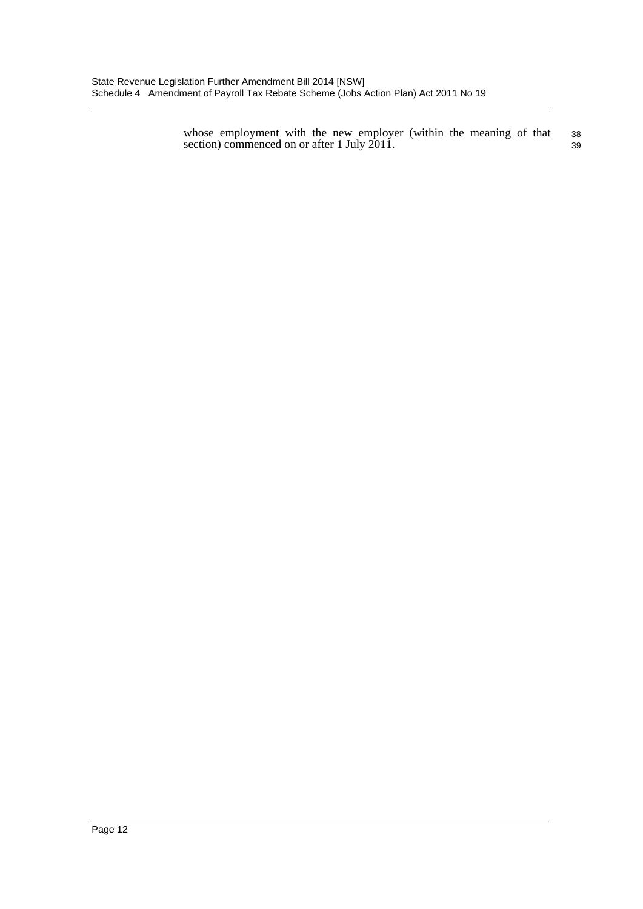whose employment with the new employer (within the meaning of that section) commenced on or after 1 July 2011.